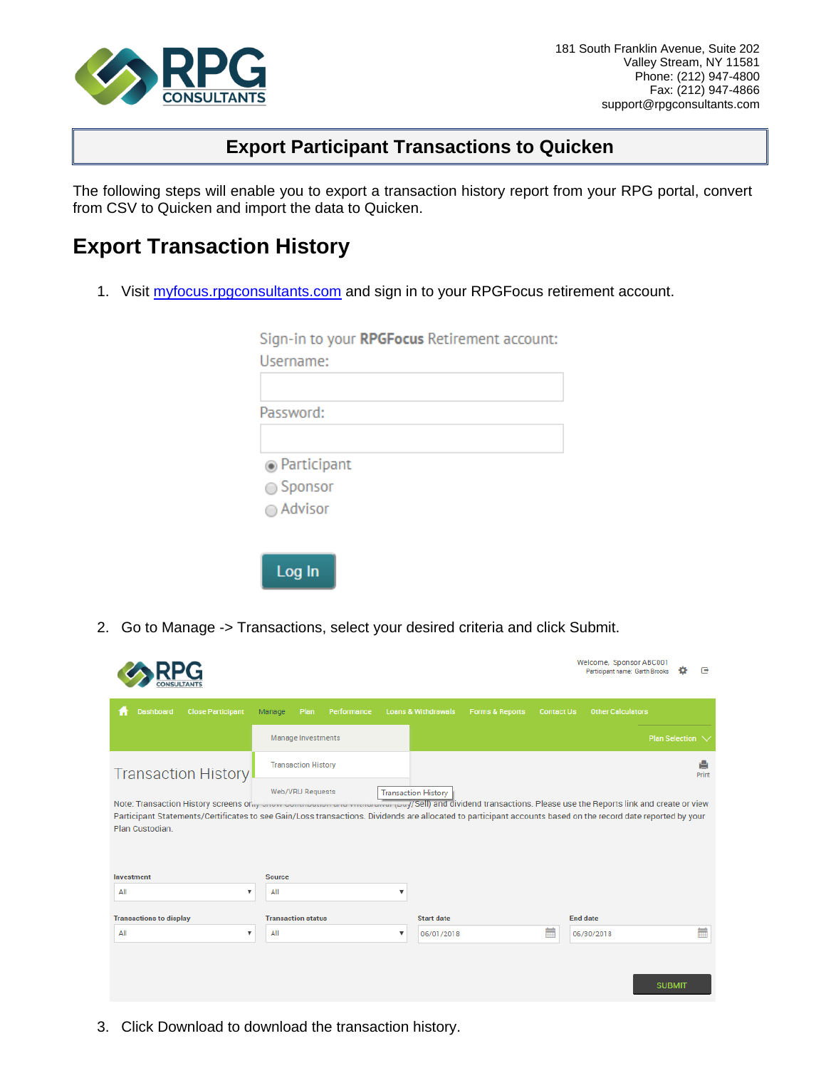181 South Franklin Avenue, Suite 202
Valley Stream, NY 11581
Phone: (212) 947-4800
Fax: (212) 947-4866
support@rpgconsultants.com

# Export Participant Transactions to Quicken

The following steps will enable you to export a transaction history report from your RPG portal, convert from CSV to Quicken and import the data to Quicken.

## Export Transaction History

1. Visit [myfocus.rpgconsultants.com](http://myfocus.rpgconsultants.com) and sign in to your RPGFocus retirement account.

2. Go to Manage -> Transactions, select your desired criteria and click Submit.

3. Click Download to download the transaction history.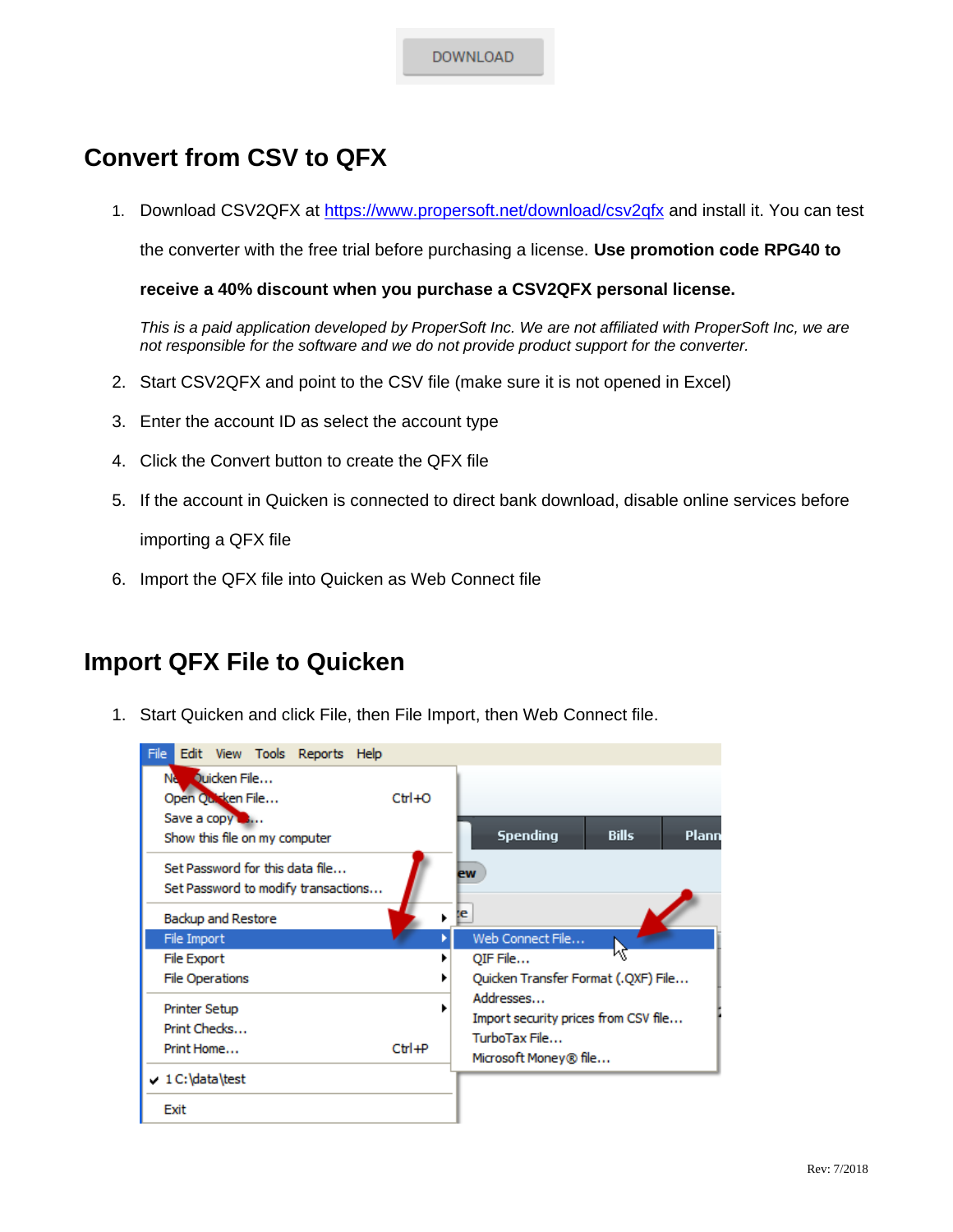DOWNLOAD

## Convert from CSV to QFX

1. Download CSV2QFX at [https://www.propersoft.net/download/csv2qfx](https://www.propersoft.net/download/csv2qfx) and install it. You can test the converter with the free trial before purchasing a license. **Use promotion code RPG40 to receive a 40% discount when you purchase a CSV2QFX personal license.**

   *This is a paid application developed by ProperSoft Inc. We are not affiliated with ProperSoft Inc, we are not responsible for the software and we do not provide product support for the converter.*

2. Start CSV2QFX and point to the CSV file (make sure it is not opened in Excel)
3. Enter the account ID as select the account type
4. Click the Convert button to create the QFX file
5. If the account in Quicken is connected to direct bank download, disable online services before importing a QFX file
6. Import the QFX file into Quicken as Web Connect file

## Import QFX File to Quicken

1. Start Quicken and click File, then File Import, then Web Connect file.

Rev: 7/2018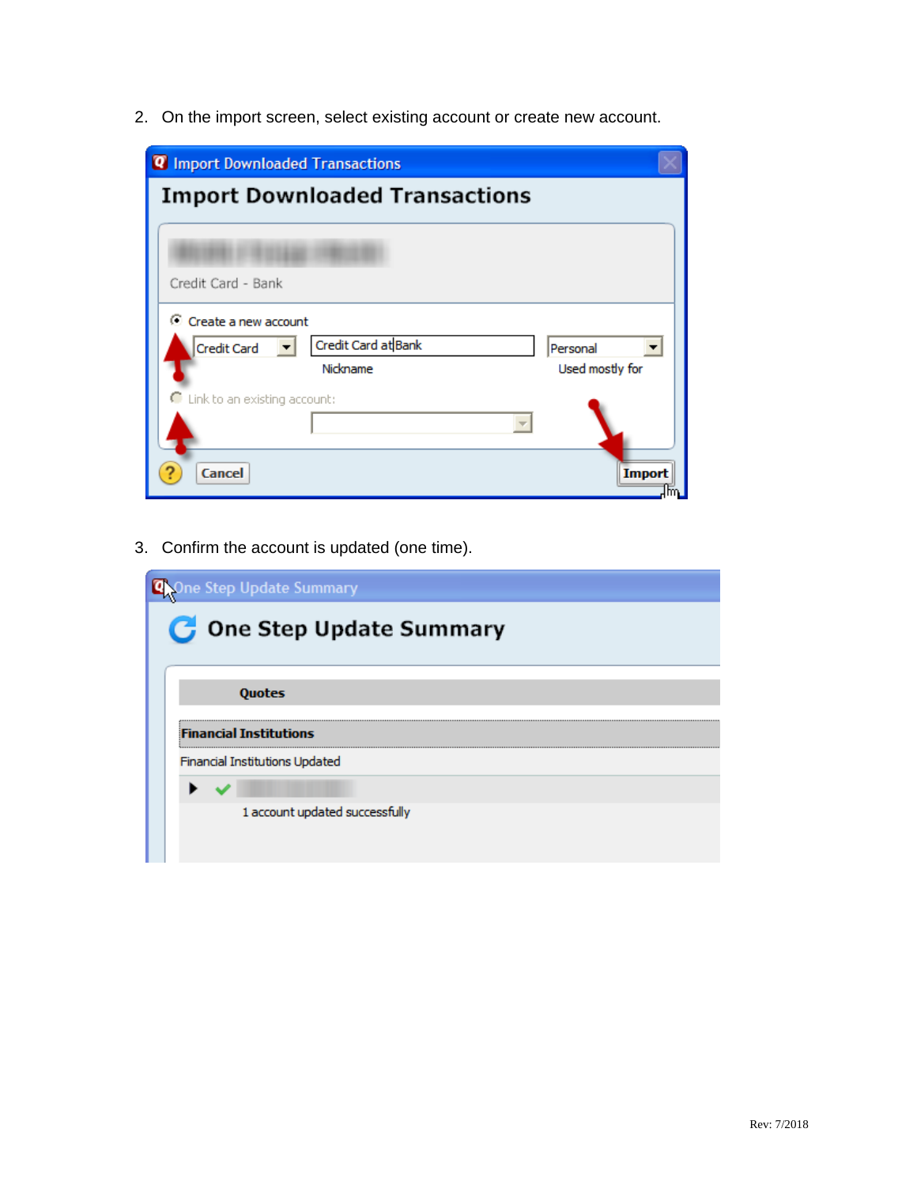2. On the import screen, select existing account or create new account.

3. Confirm the account is updated (one time).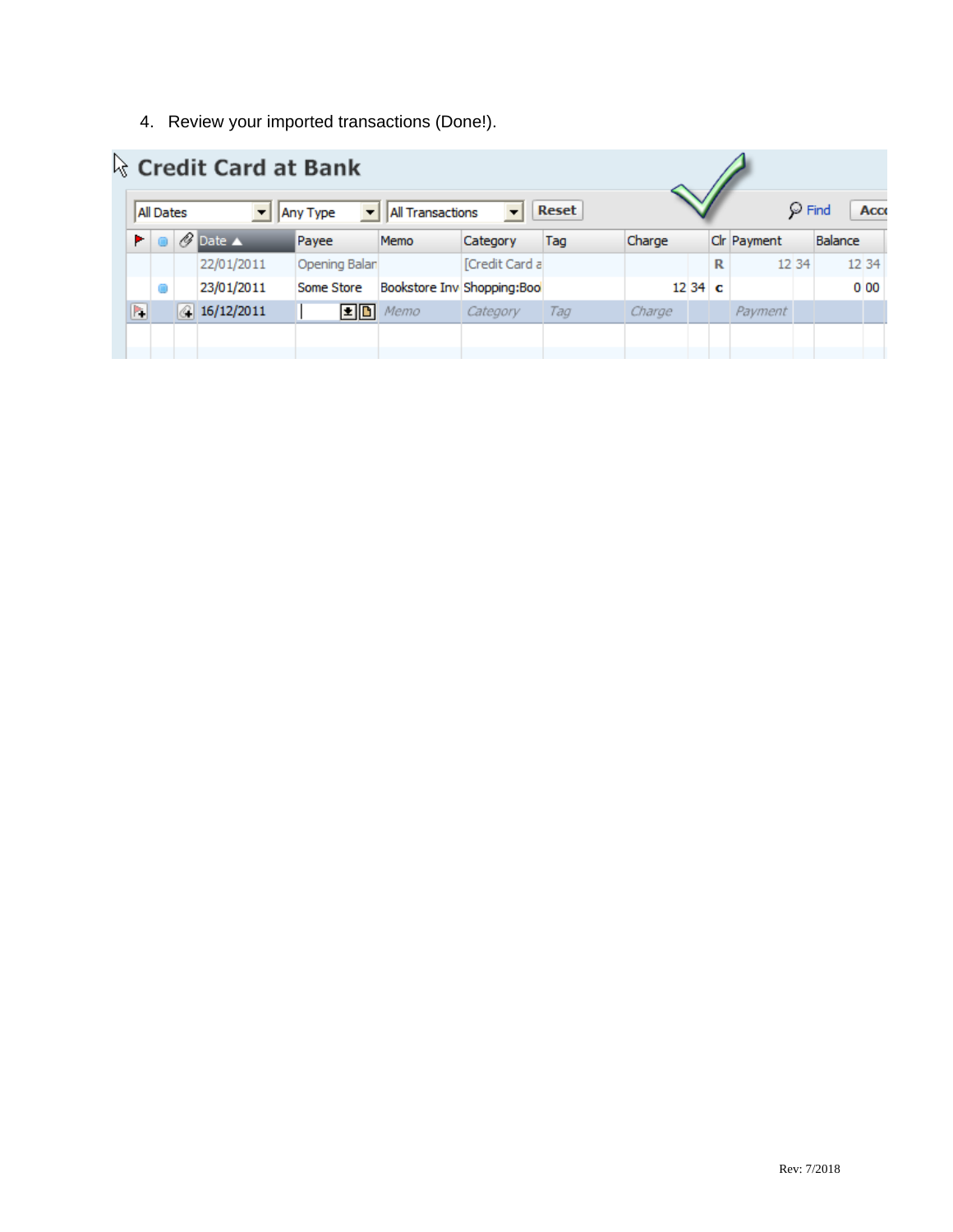4. Review your imported transactions (Done!).

**Credit Card at Bank**

All Dates | Any Type | All Transactions | Reset | Find | Acc

| Date ▲ | Payee | Memo | Category | Tag | Charge | Clr | Payment | Balance |
|---|---|---|---|---|---|---|---|---|
| 22/01/2011 | Opening Balar | | [Credit Card a | | | R | 12 34 | 12 34 |
| 23/01/2011 | Some Store | Bookstore Inv | Shopping:Boo | | 12 34 | c | | 0 00 |
| 16/12/2011 | | Memo | Category | Tag | Charge | | Payment | |